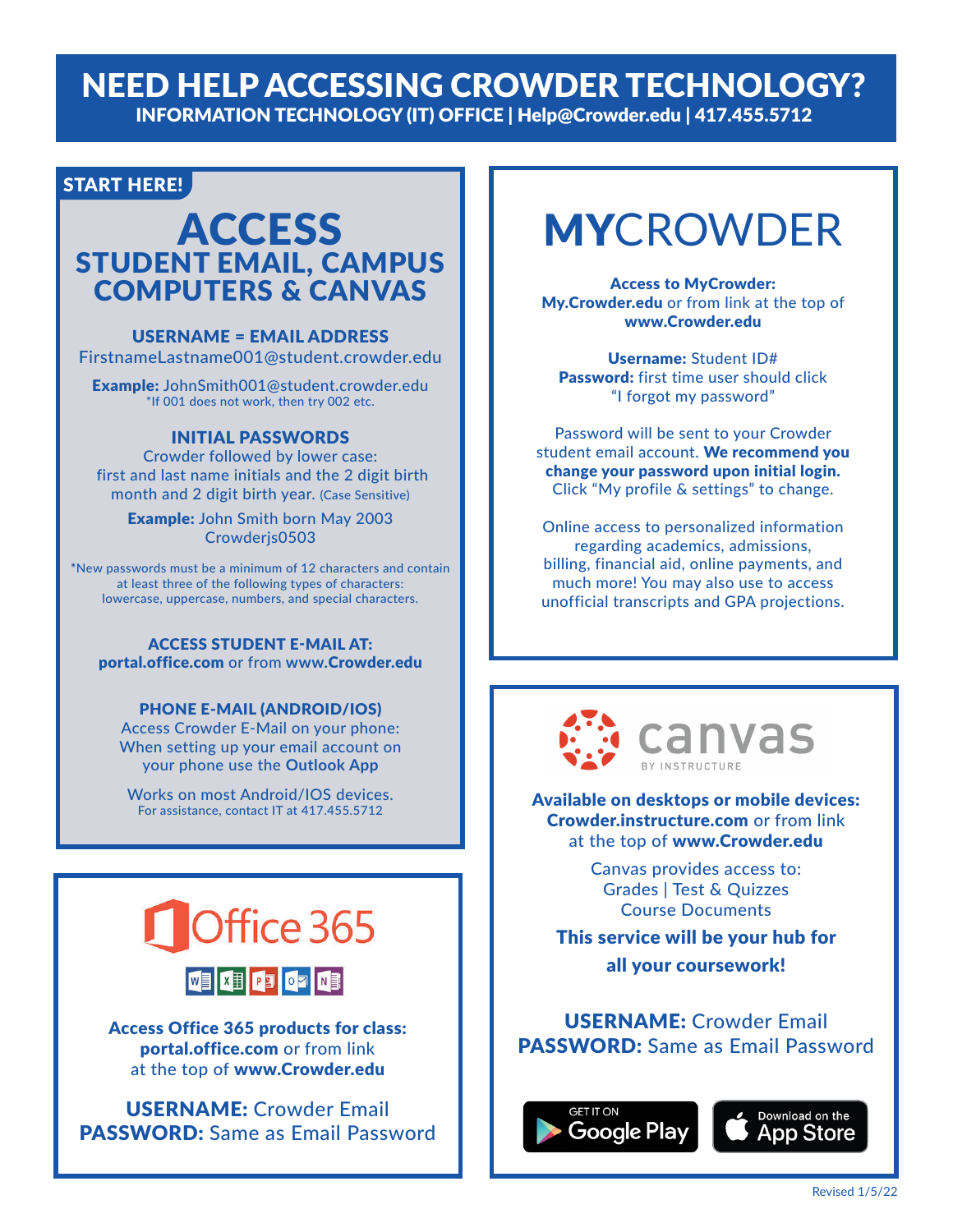# NEED HELP ACCESSING CROWDER TECHNOLOGY?

**INFORMATION TECHNOLOGY (IT) OFFICE | Help@Crowder.edu | 417.455.5712**

**START HERE!**

## ACCESS
### STUDENT EMAIL, CAMPUS COMPUTERS & CANVAS

**USERNAME = EMAIL ADDRESS**
FirstnameLastname001@student.crowder.edu

**Example:** JohnSmith001@student.crowder.edu
*If 001 does not work, then try 002 etc.

**INITIAL PASSWORDS**
Crowder followed by lower case: first and last name initials and the 2 digit birth month and 2 digit birth year. (Case Sensitive)

**Example:** John Smith born May 2003
Crowderjs0503

*New passwords must be a minimum of 12 characters and contain at least three of the following types of characters: lowercase, uppercase, numbers, and special characters.

**ACCESS STUDENT E-MAIL AT:**
**portal.office.com** or from www.**Crowder.edu**

**PHONE E-MAIL (ANDROID/IOS)**
Access Crowder E-Mail on your phone: When setting up your email account on your phone use the **Outlook App**

Works on most Android/IOS devices.
For assistance, contact IT at 417.455.5712

## Office 365

**Access Office 365 products for class:**
**portal.office.com** or from link at the top of **www.Crowder.edu**

**USERNAME:** Crowder Email
**PASSWORD:** Same as Email Password

## MYCROWDER

**Access to MyCrowder:**
**My.Crowder.edu** or from link at the top of **www.Crowder.edu**

**Username:** Student ID#
**Password:** first time user should click "I forgot my password"

Password will be sent to your Crowder student email account. **We recommend you change your password upon initial login.** Click "My profile & settings" to change.

Online access to personalized information regarding academics, admissions, billing, financial aid, online payments, and much more! You may also use to access unofficial transcripts and GPA projections.

## canvas
BY INSTRUCTURE

**Available on desktops or mobile devices:**
**Crowder.instructure.com** or from link at the top of **www.Crowder.edu**

Canvas provides access to:
Grades | Test & Quizzes
Course Documents

**This service will be your hub for all your coursework!**

**USERNAME:** Crowder Email
**PASSWORD:** Same as Email Password

GET IT ON Google Play | Download on the App Store

Revised 1/5/22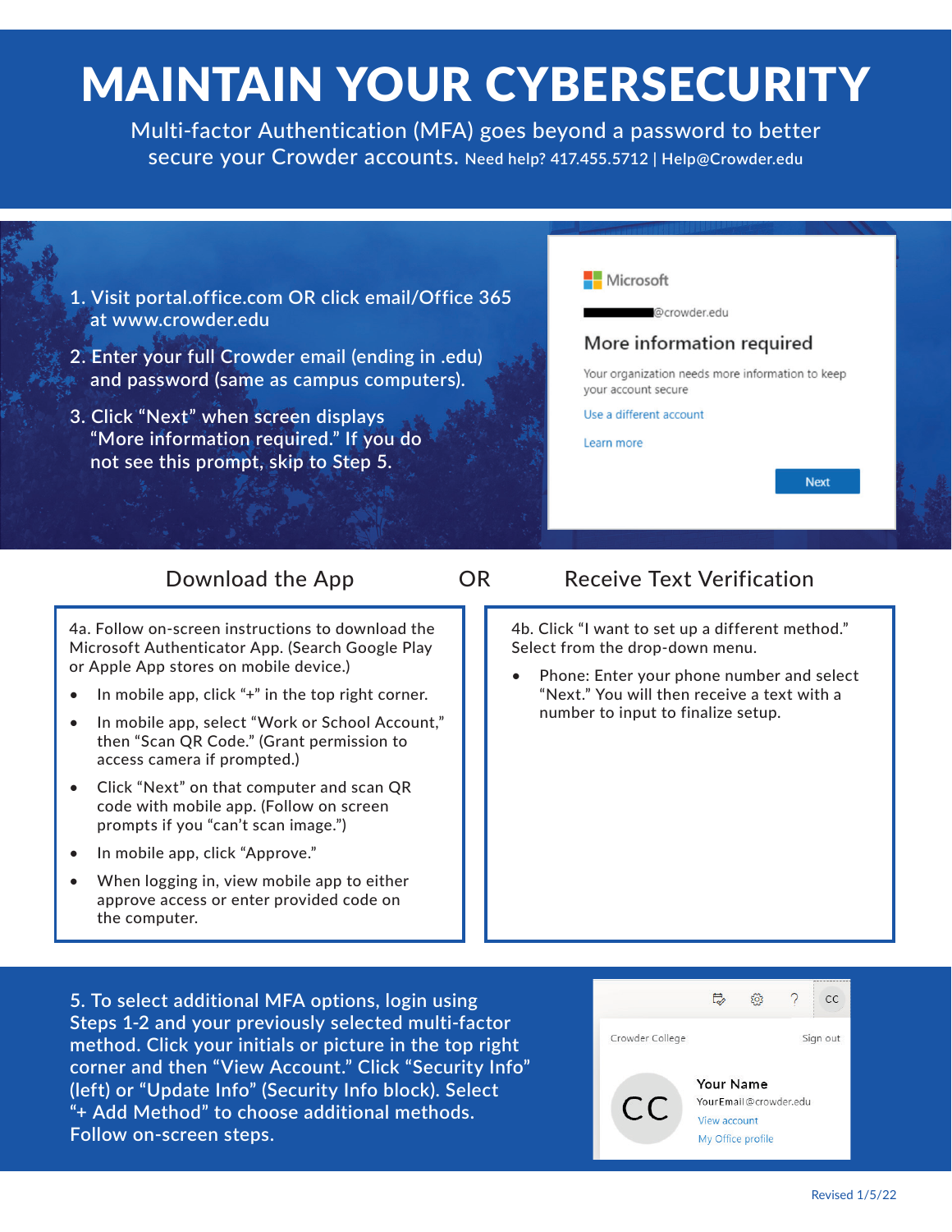# MAINTAIN YOUR CYBERSECURITY

Multi-factor Authentication (MFA) goes beyond a password to better secure your Crowder accounts. Need help? 417.455.5712 | Help@Crowder.edu

1. Visit portal.office.com OR click email/Office 365 at www.crowder.edu
2. Enter your full Crowder email (ending in .edu) and password (same as campus computers).
3. Click “Next” when screen displays “More information required.” If you do not see this prompt, skip to Step 5.

Microsoft

@crowder.edu

More information required

Your organization needs more information to keep your account secure

Use a different account

Learn more

Next

## Download the App OR Receive Text Verification

### Download the App

4a. Follow on-screen instructions to download the Microsoft Authenticator App. (Search Google Play or Apple App stores on mobile device.)

- In mobile app, click “+” in the top right corner.
- In mobile app, select “Work or School Account,” then “Scan QR Code.” (Grant permission to access camera if prompted.)
- Click “Next” on that computer and scan QR code with mobile app. (Follow on screen prompts if you “can’t scan image.”)
- In mobile app, click “Approve.”
- When logging in, view mobile app to either approve access or enter provided code on the computer.

### Receive Text Verification

4b. Click “I want to set up a different method.” Select from the drop-down menu.

- Phone: Enter your phone number and select “Next.” You will then receive a text with a number to input to finalize setup.

5. To select additional MFA options, login using Steps 1-2 and your previously selected multi-factor method. Click your initials or picture in the top right corner and then “View Account.” Click “Security Info” (left) or “Update Info” (Security Info block). Select “+ Add Method” to choose additional methods. Follow on-screen steps.

CC

Crowder College

Sign out

CC

Your Name

YourEmail@crowder.edu

View account

My Office profile

Revised 1/5/22